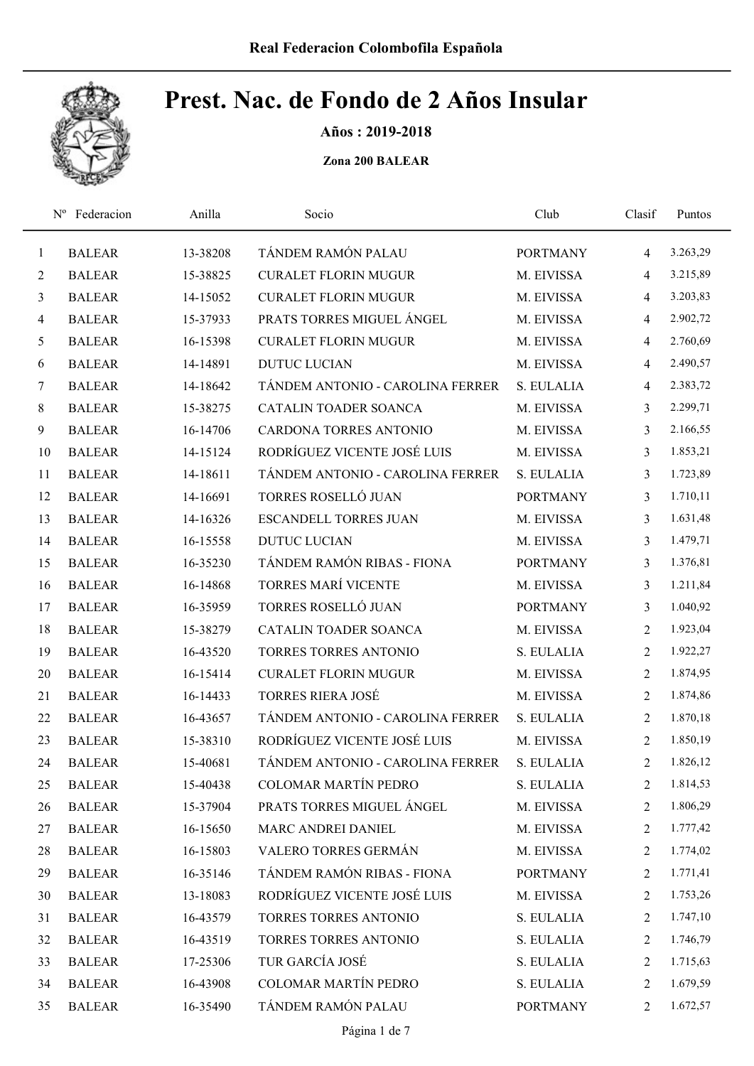Real Federacion Colombofila Española

# Prest. Nac. de Fondo de 2 Años Insular

**Años : 2019-2018**

**Zona 200 BALEAR**

| Nº | Federacion | Anilla | Socio | Club | Clasif | Puntos |
|---|---|---|---|---|---|---|
| 1 | BALEAR | 13-38208 | TÁNDEM RAMÓN PALAU | PORTMANY | 4 | 3.263,29 |
| 2 | BALEAR | 15-38825 | CURALET FLORIN MUGUR | M. EIVISSA | 4 | 3.215,89 |
| 3 | BALEAR | 14-15052 | CURALET FLORIN MUGUR | M. EIVISSA | 4 | 3.203,83 |
| 4 | BALEAR | 15-37933 | PRATS TORRES MIGUEL ÁNGEL | M. EIVISSA | 4 | 2.902,72 |
| 5 | BALEAR | 16-15398 | CURALET FLORIN MUGUR | M. EIVISSA | 4 | 2.760,69 |
| 6 | BALEAR | 14-14891 | DUTUC LUCIAN | M. EIVISSA | 4 | 2.490,57 |
| 7 | BALEAR | 14-18642 | TÁNDEM ANTONIO - CAROLINA FERRER | S. EULALIA | 4 | 2.383,72 |
| 8 | BALEAR | 15-38275 | CATALIN TOADER SOANCA | M. EIVISSA | 3 | 2.299,71 |
| 9 | BALEAR | 16-14706 | CARDONA TORRES ANTONIO | M. EIVISSA | 3 | 2.166,55 |
| 10 | BALEAR | 14-15124 | RODRÍGUEZ VICENTE JOSÉ LUIS | M. EIVISSA | 3 | 1.853,21 |
| 11 | BALEAR | 14-18611 | TÁNDEM ANTONIO - CAROLINA FERRER | S. EULALIA | 3 | 1.723,89 |
| 12 | BALEAR | 14-16691 | TORRES ROSELLÓ JUAN | PORTMANY | 3 | 1.710,11 |
| 13 | BALEAR | 14-16326 | ESCANDELL TORRES JUAN | M. EIVISSA | 3 | 1.631,48 |
| 14 | BALEAR | 16-15558 | DUTUC LUCIAN | M. EIVISSA | 3 | 1.479,71 |
| 15 | BALEAR | 16-35230 | TÁNDEM RAMÓN RIBAS - FIONA | PORTMANY | 3 | 1.376,81 |
| 16 | BALEAR | 16-14868 | TORRES MARÍ VICENTE | M. EIVISSA | 3 | 1.211,84 |
| 17 | BALEAR | 16-35959 | TORRES ROSELLÓ JUAN | PORTMANY | 3 | 1.040,92 |
| 18 | BALEAR | 15-38279 | CATALIN TOADER SOANCA | M. EIVISSA | 2 | 1.923,04 |
| 19 | BALEAR | 16-43520 | TORRES TORRES ANTONIO | S. EULALIA | 2 | 1.922,27 |
| 20 | BALEAR | 16-15414 | CURALET FLORIN MUGUR | M. EIVISSA | 2 | 1.874,95 |
| 21 | BALEAR | 16-14433 | TORRES RIERA JOSÉ | M. EIVISSA | 2 | 1.874,86 |
| 22 | BALEAR | 16-43657 | TÁNDEM ANTONIO - CAROLINA FERRER | S. EULALIA | 2 | 1.870,18 |
| 23 | BALEAR | 15-38310 | RODRÍGUEZ VICENTE JOSÉ LUIS | M. EIVISSA | 2 | 1.850,19 |
| 24 | BALEAR | 15-40681 | TÁNDEM ANTONIO - CAROLINA FERRER | S. EULALIA | 2 | 1.826,12 |
| 25 | BALEAR | 15-40438 | COLOMAR MARTÍN PEDRO | S. EULALIA | 2 | 1.814,53 |
| 26 | BALEAR | 15-37904 | PRATS TORRES MIGUEL ÁNGEL | M. EIVISSA | 2 | 1.806,29 |
| 27 | BALEAR | 16-15650 | MARC ANDREI DANIEL | M. EIVISSA | 2 | 1.777,42 |
| 28 | BALEAR | 16-15803 | VALERO TORRES GERMÁN | M. EIVISSA | 2 | 1.774,02 |
| 29 | BALEAR | 16-35146 | TÁNDEM RAMÓN RIBAS - FIONA | PORTMANY | 2 | 1.771,41 |
| 30 | BALEAR | 13-18083 | RODRÍGUEZ VICENTE JOSÉ LUIS | M. EIVISSA | 2 | 1.753,26 |
| 31 | BALEAR | 16-43579 | TORRES TORRES ANTONIO | S. EULALIA | 2 | 1.747,10 |
| 32 | BALEAR | 16-43519 | TORRES TORRES ANTONIO | S. EULALIA | 2 | 1.746,79 |
| 33 | BALEAR | 17-25306 | TUR GARCÍA JOSÉ | S. EULALIA | 2 | 1.715,63 |
| 34 | BALEAR | 16-43908 | COLOMAR MARTÍN PEDRO | S. EULALIA | 2 | 1.679,59 |
| 35 | BALEAR | 16-35490 | TÁNDEM RAMÓN PALAU | PORTMANY | 2 | 1.672,57 |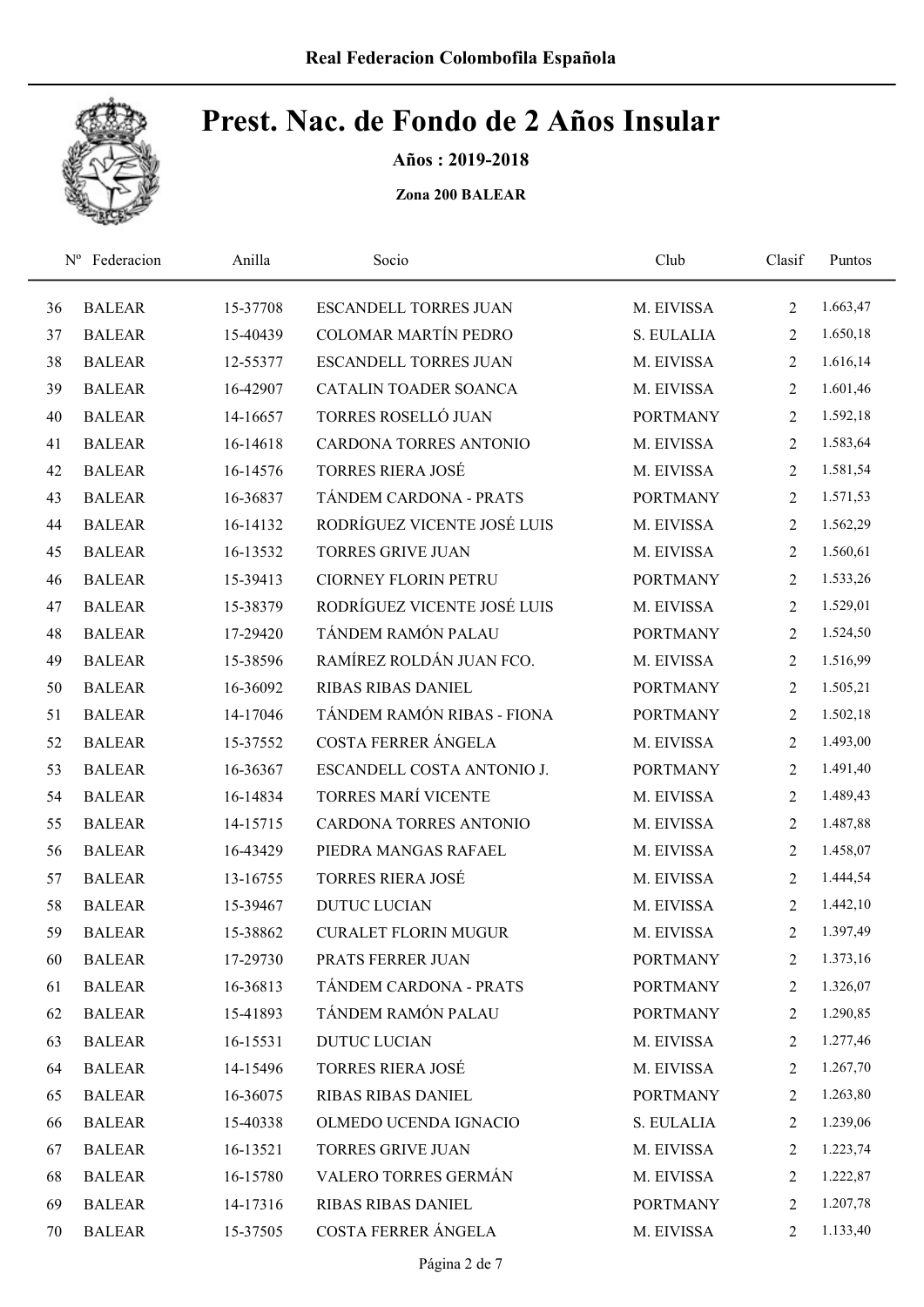# Real Federacion Colombofila Española

# Prest. Nac. de Fondo de 2 Años Insular

**Años : 2019-2018**

**Zona 200 BALEAR**

| Nº | Federacion | Anilla | Socio | Club | Clasif | Puntos |
|---|---|---|---|---|---|---|
| 36 | BALEAR | 15-37708 | ESCANDELL TORRES JUAN | M. EIVISSA | 2 | 1.663,47 |
| 37 | BALEAR | 15-40439 | COLOMAR MARTÍN PEDRO | S. EULALIA | 2 | 1.650,18 |
| 38 | BALEAR | 12-55377 | ESCANDELL TORRES JUAN | M. EIVISSA | 2 | 1.616,14 |
| 39 | BALEAR | 16-42907 | CATALIN TOADER SOANCA | M. EIVISSA | 2 | 1.601,46 |
| 40 | BALEAR | 14-16657 | TORRES ROSELLÓ JUAN | PORTMANY | 2 | 1.592,18 |
| 41 | BALEAR | 16-14618 | CARDONA TORRES ANTONIO | M. EIVISSA | 2 | 1.583,64 |
| 42 | BALEAR | 16-14576 | TORRES RIERA JOSÉ | M. EIVISSA | 2 | 1.581,54 |
| 43 | BALEAR | 16-36837 | TÁNDEM CARDONA - PRATS | PORTMANY | 2 | 1.571,53 |
| 44 | BALEAR | 16-14132 | RODRÍGUEZ VICENTE JOSÉ LUIS | M. EIVISSA | 2 | 1.562,29 |
| 45 | BALEAR | 16-13532 | TORRES GRIVE JUAN | M. EIVISSA | 2 | 1.560,61 |
| 46 | BALEAR | 15-39413 | CIORNEY FLORIN PETRU | PORTMANY | 2 | 1.533,26 |
| 47 | BALEAR | 15-38379 | RODRÍGUEZ VICENTE JOSÉ LUIS | M. EIVISSA | 2 | 1.529,01 |
| 48 | BALEAR | 17-29420 | TÁNDEM RAMÓN PALAU | PORTMANY | 2 | 1.524,50 |
| 49 | BALEAR | 15-38596 | RAMÍREZ ROLDÁN JUAN FCO. | M. EIVISSA | 2 | 1.516,99 |
| 50 | BALEAR | 16-36092 | RIBAS RIBAS DANIEL | PORTMANY | 2 | 1.505,21 |
| 51 | BALEAR | 14-17046 | TÁNDEM RAMÓN RIBAS - FIONA | PORTMANY | 2 | 1.502,18 |
| 52 | BALEAR | 15-37552 | COSTA FERRER ÁNGELA | M. EIVISSA | 2 | 1.493,00 |
| 53 | BALEAR | 16-36367 | ESCANDELL COSTA ANTONIO J. | PORTMANY | 2 | 1.491,40 |
| 54 | BALEAR | 16-14834 | TORRES MARÍ VICENTE | M. EIVISSA | 2 | 1.489,43 |
| 55 | BALEAR | 14-15715 | CARDONA TORRES ANTONIO | M. EIVISSA | 2 | 1.487,88 |
| 56 | BALEAR | 16-43429 | PIEDRA MANGAS RAFAEL | M. EIVISSA | 2 | 1.458,07 |
| 57 | BALEAR | 13-16755 | TORRES RIERA JOSÉ | M. EIVISSA | 2 | 1.444,54 |
| 58 | BALEAR | 15-39467 | DUTUC LUCIAN | M. EIVISSA | 2 | 1.442,10 |
| 59 | BALEAR | 15-38862 | CURALET FLORIN MUGUR | M. EIVISSA | 2 | 1.397,49 |
| 60 | BALEAR | 17-29730 | PRATS FERRER JUAN | PORTMANY | 2 | 1.373,16 |
| 61 | BALEAR | 16-36813 | TÁNDEM CARDONA - PRATS | PORTMANY | 2 | 1.326,07 |
| 62 | BALEAR | 15-41893 | TÁNDEM RAMÓN PALAU | PORTMANY | 2 | 1.290,85 |
| 63 | BALEAR | 16-15531 | DUTUC LUCIAN | M. EIVISSA | 2 | 1.277,46 |
| 64 | BALEAR | 14-15496 | TORRES RIERA JOSÉ | M. EIVISSA | 2 | 1.267,70 |
| 65 | BALEAR | 16-36075 | RIBAS RIBAS DANIEL | PORTMANY | 2 | 1.263,80 |
| 66 | BALEAR | 15-40338 | OLMEDO UCENDA IGNACIO | S. EULALIA | 2 | 1.239,06 |
| 67 | BALEAR | 16-13521 | TORRES GRIVE JUAN | M. EIVISSA | 2 | 1.223,74 |
| 68 | BALEAR | 16-15780 | VALERO TORRES GERMÁN | M. EIVISSA | 2 | 1.222,87 |
| 69 | BALEAR | 14-17316 | RIBAS RIBAS DANIEL | PORTMANY | 2 | 1.207,78 |
| 70 | BALEAR | 15-37505 | COSTA FERRER ÁNGELA | M. EIVISSA | 2 | 1.133,40 |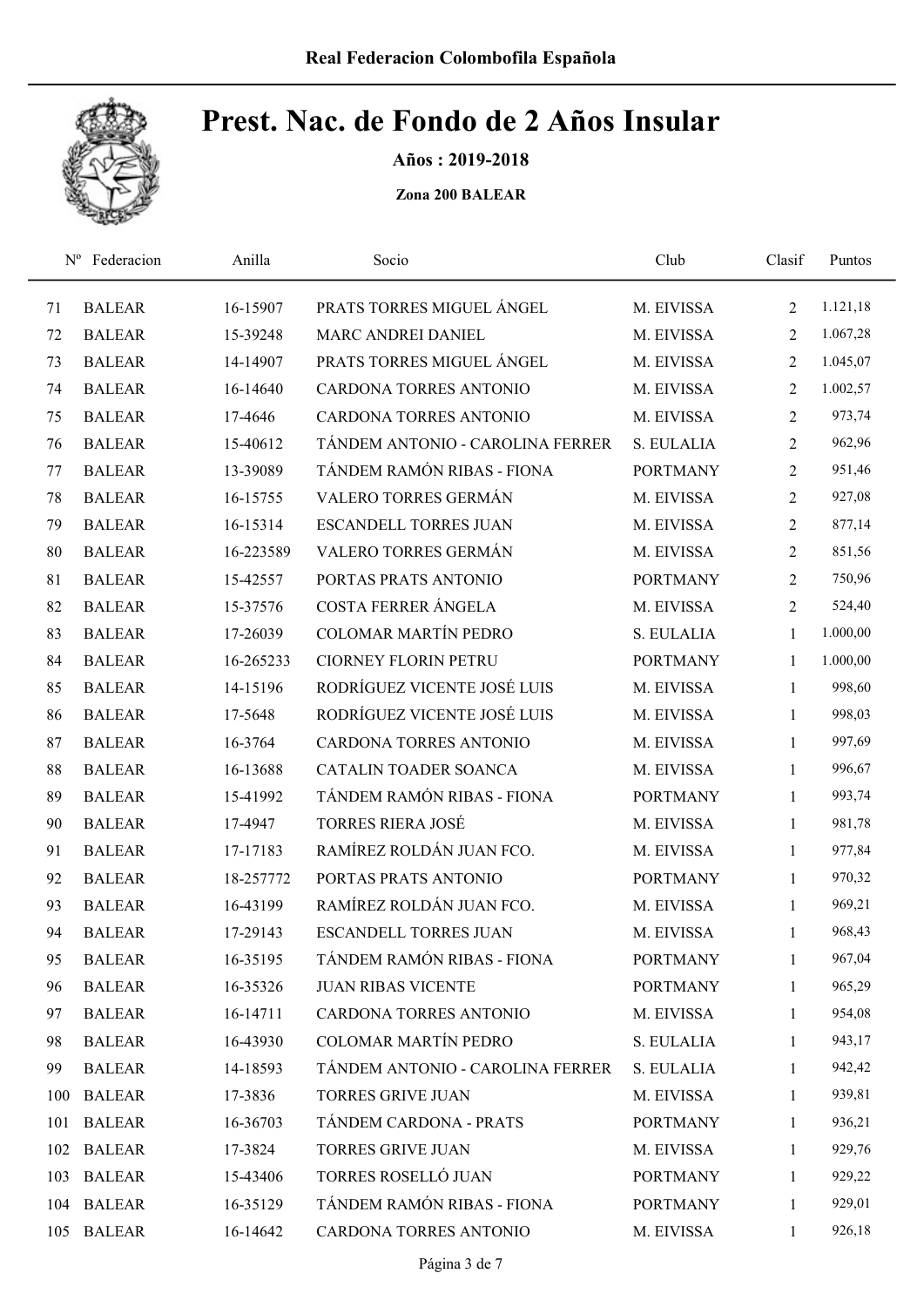# Prest. Nac. de Fondo de 2 Años Insular

**Años : 2019-2018**

**Zona 200 BALEAR**

| Nº | Federacion | Anilla | Socio | Club | Clasif | Puntos |
|---|---|---|---|---|---|---|
| 71 | BALEAR | 16-15907 | PRATS TORRES MIGUEL ÁNGEL | M. EIVISSA | 2 | 1.121,18 |
| 72 | BALEAR | 15-39248 | MARC ANDREI DANIEL | M. EIVISSA | 2 | 1.067,28 |
| 73 | BALEAR | 14-14907 | PRATS TORRES MIGUEL ÁNGEL | M. EIVISSA | 2 | 1.045,07 |
| 74 | BALEAR | 16-14640 | CARDONA TORRES ANTONIO | M. EIVISSA | 2 | 1.002,57 |
| 75 | BALEAR | 17-4646 | CARDONA TORRES ANTONIO | M. EIVISSA | 2 | 973,74 |
| 76 | BALEAR | 15-40612 | TÁNDEM ANTONIO - CAROLINA FERRER | S. EULALIA | 2 | 962,96 |
| 77 | BALEAR | 13-39089 | TÁNDEM RAMÓN RIBAS - FIONA | PORTMANY | 2 | 951,46 |
| 78 | BALEAR | 16-15755 | VALERO TORRES GERMÁN | M. EIVISSA | 2 | 927,08 |
| 79 | BALEAR | 16-15314 | ESCANDELL TORRES JUAN | M. EIVISSA | 2 | 877,14 |
| 80 | BALEAR | 16-223589 | VALERO TORRES GERMÁN | M. EIVISSA | 2 | 851,56 |
| 81 | BALEAR | 15-42557 | PORTAS PRATS ANTONIO | PORTMANY | 2 | 750,96 |
| 82 | BALEAR | 15-37576 | COSTA FERRER ÁNGELA | M. EIVISSA | 2 | 524,40 |
| 83 | BALEAR | 17-26039 | COLOMAR MARTÍN PEDRO | S. EULALIA | 1 | 1.000,00 |
| 84 | BALEAR | 16-265233 | CIORNEY FLORIN PETRU | PORTMANY | 1 | 1.000,00 |
| 85 | BALEAR | 14-15196 | RODRÍGUEZ VICENTE JOSÉ LUIS | M. EIVISSA | 1 | 998,60 |
| 86 | BALEAR | 17-5648 | RODRÍGUEZ VICENTE JOSÉ LUIS | M. EIVISSA | 1 | 998,03 |
| 87 | BALEAR | 16-3764 | CARDONA TORRES ANTONIO | M. EIVISSA | 1 | 997,69 |
| 88 | BALEAR | 16-13688 | CATALIN TOADER SOANCA | M. EIVISSA | 1 | 996,67 |
| 89 | BALEAR | 15-41992 | TÁNDEM RAMÓN RIBAS - FIONA | PORTMANY | 1 | 993,74 |
| 90 | BALEAR | 17-4947 | TORRES RIERA JOSÉ | M. EIVISSA | 1 | 981,78 |
| 91 | BALEAR | 17-17183 | RAMÍREZ ROLDÁN JUAN FCO. | M. EIVISSA | 1 | 977,84 |
| 92 | BALEAR | 18-257772 | PORTAS PRATS ANTONIO | PORTMANY | 1 | 970,32 |
| 93 | BALEAR | 16-43199 | RAMÍREZ ROLDÁN JUAN FCO. | M. EIVISSA | 1 | 969,21 |
| 94 | BALEAR | 17-29143 | ESCANDELL TORRES JUAN | M. EIVISSA | 1 | 968,43 |
| 95 | BALEAR | 16-35195 | TÁNDEM RAMÓN RIBAS - FIONA | PORTMANY | 1 | 967,04 |
| 96 | BALEAR | 16-35326 | JUAN RIBAS VICENTE | PORTMANY | 1 | 965,29 |
| 97 | BALEAR | 16-14711 | CARDONA TORRES ANTONIO | M. EIVISSA | 1 | 954,08 |
| 98 | BALEAR | 16-43930 | COLOMAR MARTÍN PEDRO | S. EULALIA | 1 | 943,17 |
| 99 | BALEAR | 14-18593 | TÁNDEM ANTONIO - CAROLINA FERRER | S. EULALIA | 1 | 942,42 |
| 100 | BALEAR | 17-3836 | TORRES GRIVE JUAN | M. EIVISSA | 1 | 939,81 |
| 101 | BALEAR | 16-36703 | TÁNDEM CARDONA - PRATS | PORTMANY | 1 | 936,21 |
| 102 | BALEAR | 17-3824 | TORRES GRIVE JUAN | M. EIVISSA | 1 | 929,76 |
| 103 | BALEAR | 15-43406 | TORRES ROSELLÓ JUAN | PORTMANY | 1 | 929,22 |
| 104 | BALEAR | 16-35129 | TÁNDEM RAMÓN RIBAS - FIONA | PORTMANY | 1 | 929,01 |
| 105 | BALEAR | 16-14642 | CARDONA TORRES ANTONIO | M. EIVISSA | 1 | 926,18 |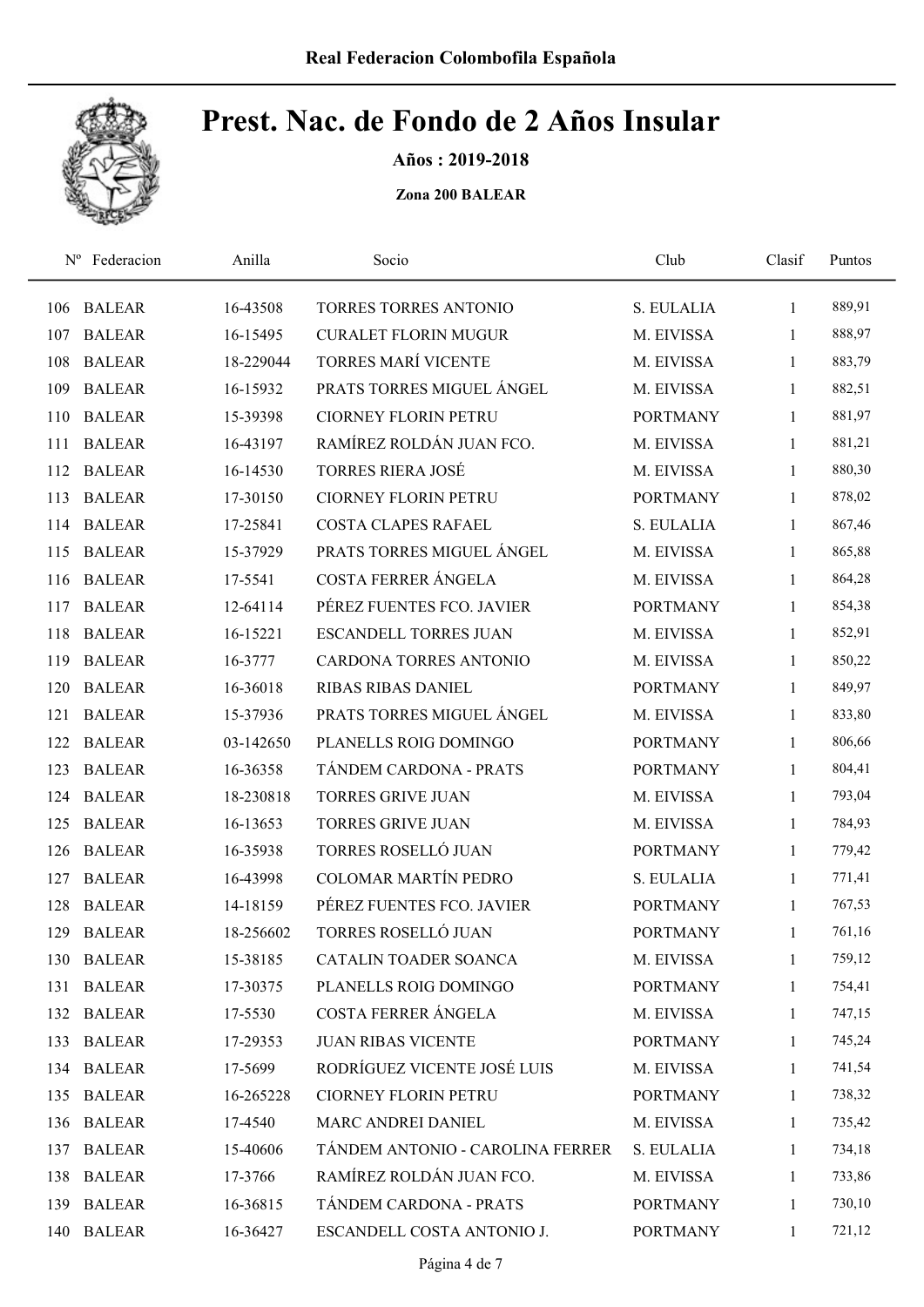# Prest. Nac. de Fondo de 2 Años Insular

**Años : 2019-2018**

**Zona 200 BALEAR**

| Nº | Federacion | Anilla | Socio | Club | Clasif | Puntos |
|---|---|---|---|---|---|---|
| 106 | BALEAR | 16-43508 | TORRES TORRES ANTONIO | S. EULALIA | 1 | 889,91 |
| 107 | BALEAR | 16-15495 | CURALET FLORIN MUGUR | M. EIVISSA | 1 | 888,97 |
| 108 | BALEAR | 18-229044 | TORRES MARÍ VICENTE | M. EIVISSA | 1 | 883,79 |
| 109 | BALEAR | 16-15932 | PRATS TORRES MIGUEL ÁNGEL | M. EIVISSA | 1 | 882,51 |
| 110 | BALEAR | 15-39398 | CIORNEY FLORIN PETRU | PORTMANY | 1 | 881,97 |
| 111 | BALEAR | 16-43197 | RAMÍREZ ROLDÁN JUAN FCO. | M. EIVISSA | 1 | 881,21 |
| 112 | BALEAR | 16-14530 | TORRES RIERA JOSÉ | M. EIVISSA | 1 | 880,30 |
| 113 | BALEAR | 17-30150 | CIORNEY FLORIN PETRU | PORTMANY | 1 | 878,02 |
| 114 | BALEAR | 17-25841 | COSTA CLAPES RAFAEL | S. EULALIA | 1 | 867,46 |
| 115 | BALEAR | 15-37929 | PRATS TORRES MIGUEL ÁNGEL | M. EIVISSA | 1 | 865,88 |
| 116 | BALEAR | 17-5541 | COSTA FERRER ÁNGELA | M. EIVISSA | 1 | 864,28 |
| 117 | BALEAR | 12-64114 | PÉREZ FUENTES FCO. JAVIER | PORTMANY | 1 | 854,38 |
| 118 | BALEAR | 16-15221 | ESCANDELL TORRES JUAN | M. EIVISSA | 1 | 852,91 |
| 119 | BALEAR | 16-3777 | CARDONA TORRES ANTONIO | M. EIVISSA | 1 | 850,22 |
| 120 | BALEAR | 16-36018 | RIBAS RIBAS DANIEL | PORTMANY | 1 | 849,97 |
| 121 | BALEAR | 15-37936 | PRATS TORRES MIGUEL ÁNGEL | M. EIVISSA | 1 | 833,80 |
| 122 | BALEAR | 03-142650 | PLANELLS ROIG DOMINGO | PORTMANY | 1 | 806,66 |
| 123 | BALEAR | 16-36358 | TÁNDEM CARDONA - PRATS | PORTMANY | 1 | 804,41 |
| 124 | BALEAR | 18-230818 | TORRES GRIVE JUAN | M. EIVISSA | 1 | 793,04 |
| 125 | BALEAR | 16-13653 | TORRES GRIVE JUAN | M. EIVISSA | 1 | 784,93 |
| 126 | BALEAR | 16-35938 | TORRES ROSELLÓ JUAN | PORTMANY | 1 | 779,42 |
| 127 | BALEAR | 16-43998 | COLOMAR MARTÍN PEDRO | S. EULALIA | 1 | 771,41 |
| 128 | BALEAR | 14-18159 | PÉREZ FUENTES FCO. JAVIER | PORTMANY | 1 | 767,53 |
| 129 | BALEAR | 18-256602 | TORRES ROSELLÓ JUAN | PORTMANY | 1 | 761,16 |
| 130 | BALEAR | 15-38185 | CATALIN TOADER SOANCA | M. EIVISSA | 1 | 759,12 |
| 131 | BALEAR | 17-30375 | PLANELLS ROIG DOMINGO | PORTMANY | 1 | 754,41 |
| 132 | BALEAR | 17-5530 | COSTA FERRER ÁNGELA | M. EIVISSA | 1 | 747,15 |
| 133 | BALEAR | 17-29353 | JUAN RIBAS VICENTE | PORTMANY | 1 | 745,24 |
| 134 | BALEAR | 17-5699 | RODRÍGUEZ VICENTE JOSÉ LUIS | M. EIVISSA | 1 | 741,54 |
| 135 | BALEAR | 16-265228 | CIORNEY FLORIN PETRU | PORTMANY | 1 | 738,32 |
| 136 | BALEAR | 17-4540 | MARC ANDREI DANIEL | M. EIVISSA | 1 | 735,42 |
| 137 | BALEAR | 15-40606 | TÁNDEM ANTONIO - CAROLINA FERRER | S. EULALIA | 1 | 734,18 |
| 138 | BALEAR | 17-3766 | RAMÍREZ ROLDÁN JUAN FCO. | M. EIVISSA | 1 | 733,86 |
| 139 | BALEAR | 16-36815 | TÁNDEM CARDONA - PRATS | PORTMANY | 1 | 730,10 |
| 140 | BALEAR | 16-36427 | ESCANDELL COSTA ANTONIO J. | PORTMANY | 1 | 721,12 |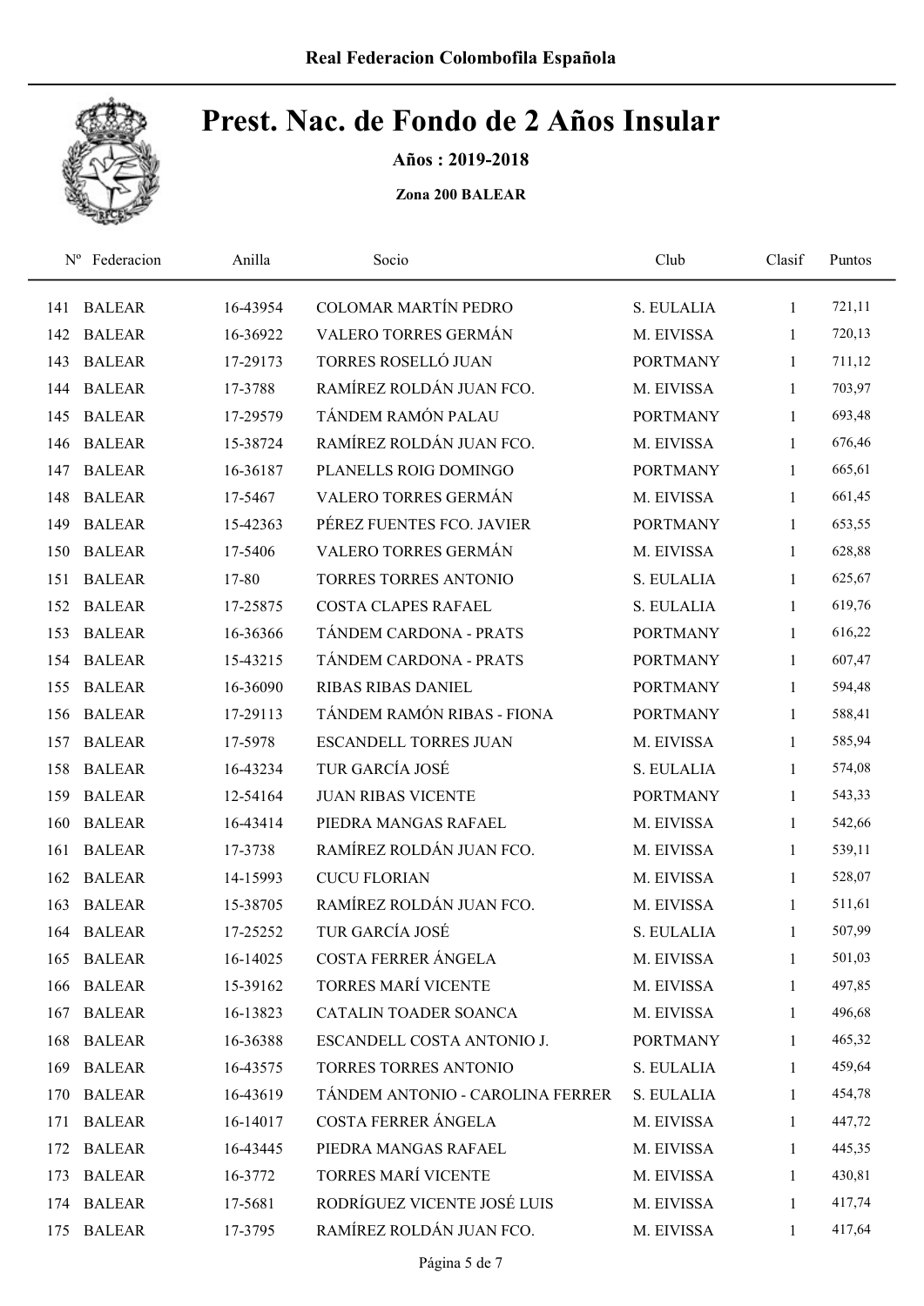# Real Federacion Colombofila Española

# Prest. Nac. de Fondo de 2 Años Insular

**Años : 2019-2018**

**Zona 200 BALEAR**

| Nº | Federacion | Anilla | Socio | Club | Clasif | Puntos |
|---|---|---|---|---|---|---|
| 141 | BALEAR | 16-43954 | COLOMAR MARTÍN PEDRO | S. EULALIA | 1 | 721,11 |
| 142 | BALEAR | 16-36922 | VALERO TORRES GERMÁN | M. EIVISSA | 1 | 720,13 |
| 143 | BALEAR | 17-29173 | TORRES ROSELLÓ JUAN | PORTMANY | 1 | 711,12 |
| 144 | BALEAR | 17-3788 | RAMÍREZ ROLDÁN JUAN FCO. | M. EIVISSA | 1 | 703,97 |
| 145 | BALEAR | 17-29579 | TÁNDEM RAMÓN PALAU | PORTMANY | 1 | 693,48 |
| 146 | BALEAR | 15-38724 | RAMÍREZ ROLDÁN JUAN FCO. | M. EIVISSA | 1 | 676,46 |
| 147 | BALEAR | 16-36187 | PLANELLS ROIG DOMINGO | PORTMANY | 1 | 665,61 |
| 148 | BALEAR | 17-5467 | VALERO TORRES GERMÁN | M. EIVISSA | 1 | 661,45 |
| 149 | BALEAR | 15-42363 | PÉREZ FUENTES FCO. JAVIER | PORTMANY | 1 | 653,55 |
| 150 | BALEAR | 17-5406 | VALERO TORRES GERMÁN | M. EIVISSA | 1 | 628,88 |
| 151 | BALEAR | 17-80 | TORRES TORRES ANTONIO | S. EULALIA | 1 | 625,67 |
| 152 | BALEAR | 17-25875 | COSTA CLAPES RAFAEL | S. EULALIA | 1 | 619,76 |
| 153 | BALEAR | 16-36366 | TÁNDEM CARDONA - PRATS | PORTMANY | 1 | 616,22 |
| 154 | BALEAR | 15-43215 | TÁNDEM CARDONA - PRATS | PORTMANY | 1 | 607,47 |
| 155 | BALEAR | 16-36090 | RIBAS RIBAS DANIEL | PORTMANY | 1 | 594,48 |
| 156 | BALEAR | 17-29113 | TÁNDEM RAMÓN RIBAS - FIONA | PORTMANY | 1 | 588,41 |
| 157 | BALEAR | 17-5978 | ESCANDELL TORRES JUAN | M. EIVISSA | 1 | 585,94 |
| 158 | BALEAR | 16-43234 | TUR GARCÍA JOSÉ | S. EULALIA | 1 | 574,08 |
| 159 | BALEAR | 12-54164 | JUAN RIBAS VICENTE | PORTMANY | 1 | 543,33 |
| 160 | BALEAR | 16-43414 | PIEDRA MANGAS RAFAEL | M. EIVISSA | 1 | 542,66 |
| 161 | BALEAR | 17-3738 | RAMÍREZ ROLDÁN JUAN FCO. | M. EIVISSA | 1 | 539,11 |
| 162 | BALEAR | 14-15993 | CUCU FLORIAN | M. EIVISSA | 1 | 528,07 |
| 163 | BALEAR | 15-38705 | RAMÍREZ ROLDÁN JUAN FCO. | M. EIVISSA | 1 | 511,61 |
| 164 | BALEAR | 17-25252 | TUR GARCÍA JOSÉ | S. EULALIA | 1 | 507,99 |
| 165 | BALEAR | 16-14025 | COSTA FERRER ÁNGELA | M. EIVISSA | 1 | 501,03 |
| 166 | BALEAR | 15-39162 | TORRES MARÍ VICENTE | M. EIVISSA | 1 | 497,85 |
| 167 | BALEAR | 16-13823 | CATALIN TOADER SOANCA | M. EIVISSA | 1 | 496,68 |
| 168 | BALEAR | 16-36388 | ESCANDELL COSTA ANTONIO J. | PORTMANY | 1 | 465,32 |
| 169 | BALEAR | 16-43575 | TORRES TORRES ANTONIO | S. EULALIA | 1 | 459,64 |
| 170 | BALEAR | 16-43619 | TÁNDEM ANTONIO - CAROLINA FERRER | S. EULALIA | 1 | 454,78 |
| 171 | BALEAR | 16-14017 | COSTA FERRER ÁNGELA | M. EIVISSA | 1 | 447,72 |
| 172 | BALEAR | 16-43445 | PIEDRA MANGAS RAFAEL | M. EIVISSA | 1 | 445,35 |
| 173 | BALEAR | 16-3772 | TORRES MARÍ VICENTE | M. EIVISSA | 1 | 430,81 |
| 174 | BALEAR | 17-5681 | RODRÍGUEZ VICENTE JOSÉ LUIS | M. EIVISSA | 1 | 417,74 |
| 175 | BALEAR | 17-3795 | RAMÍREZ ROLDÁN JUAN FCO. | M. EIVISSA | 1 | 417,64 |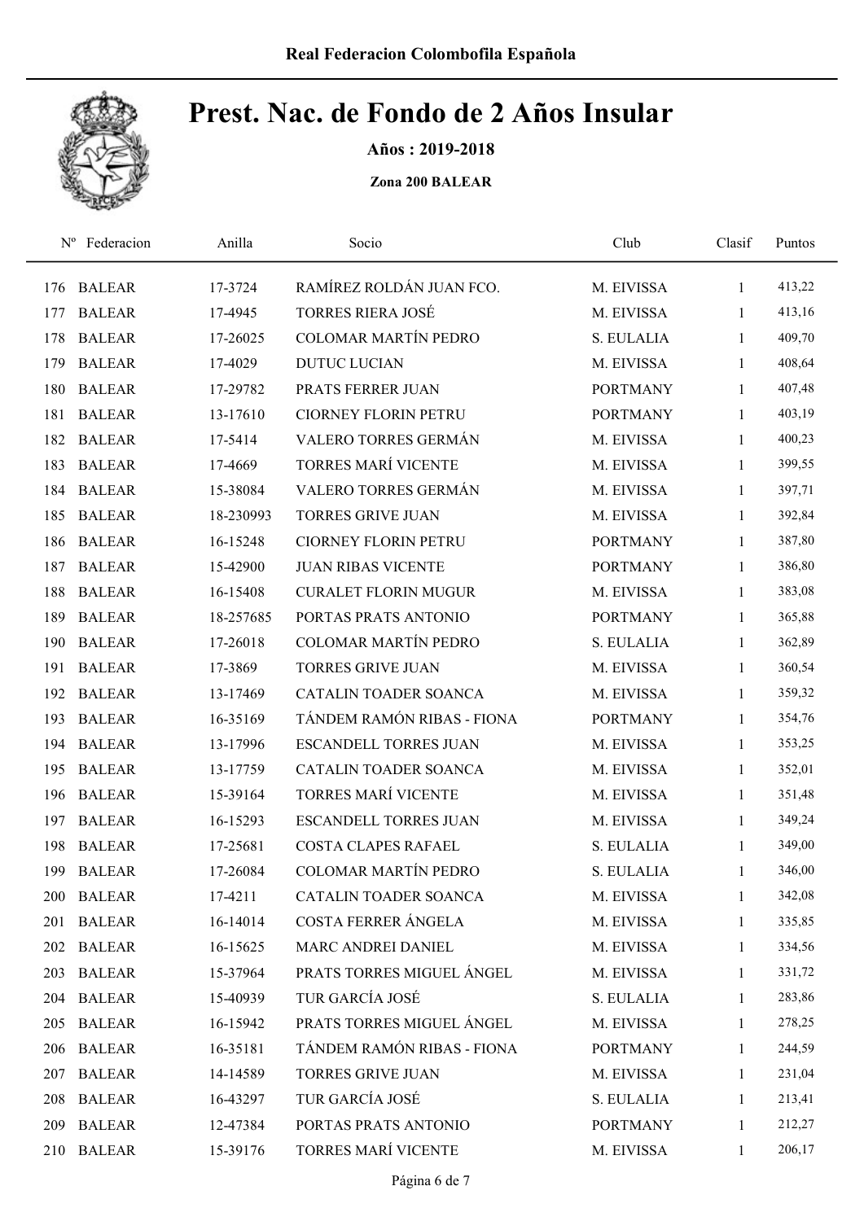**Real Federacion Colombofila Española**

# Prest. Nac. de Fondo de 2 Años Insular

**Años : 2019-2018**

**Zona 200 BALEAR**

| Nº | Federacion | Anilla | Socio | Club | Clasif | Puntos |
|---|---|---|---|---|---|---|
| 176 | BALEAR | 17-3724 | RAMÍREZ ROLDÁN JUAN FCO. | M. EIVISSA | 1 | 413,22 |
| 177 | BALEAR | 17-4945 | TORRES RIERA JOSÉ | M. EIVISSA | 1 | 413,16 |
| 178 | BALEAR | 17-26025 | COLOMAR MARTÍN PEDRO | S. EULALIA | 1 | 409,70 |
| 179 | BALEAR | 17-4029 | DUTUC LUCIAN | M. EIVISSA | 1 | 408,64 |
| 180 | BALEAR | 17-29782 | PRATS FERRER JUAN | PORTMANY | 1 | 407,48 |
| 181 | BALEAR | 13-17610 | CIORNEY FLORIN PETRU | PORTMANY | 1 | 403,19 |
| 182 | BALEAR | 17-5414 | VALERO TORRES GERMÁN | M. EIVISSA | 1 | 400,23 |
| 183 | BALEAR | 17-4669 | TORRES MARÍ VICENTE | M. EIVISSA | 1 | 399,55 |
| 184 | BALEAR | 15-38084 | VALERO TORRES GERMÁN | M. EIVISSA | 1 | 397,71 |
| 185 | BALEAR | 18-230993 | TORRES GRIVE JUAN | M. EIVISSA | 1 | 392,84 |
| 186 | BALEAR | 16-15248 | CIORNEY FLORIN PETRU | PORTMANY | 1 | 387,80 |
| 187 | BALEAR | 15-42900 | JUAN RIBAS VICENTE | PORTMANY | 1 | 386,80 |
| 188 | BALEAR | 16-15408 | CURALET FLORIN MUGUR | M. EIVISSA | 1 | 383,08 |
| 189 | BALEAR | 18-257685 | PORTAS PRATS ANTONIO | PORTMANY | 1 | 365,88 |
| 190 | BALEAR | 17-26018 | COLOMAR MARTÍN PEDRO | S. EULALIA | 1 | 362,89 |
| 191 | BALEAR | 17-3869 | TORRES GRIVE JUAN | M. EIVISSA | 1 | 360,54 |
| 192 | BALEAR | 13-17469 | CATALIN TOADER SOANCA | M. EIVISSA | 1 | 359,32 |
| 193 | BALEAR | 16-35169 | TÁNDEM RAMÓN RIBAS - FIONA | PORTMANY | 1 | 354,76 |
| 194 | BALEAR | 13-17996 | ESCANDELL TORRES JUAN | M. EIVISSA | 1 | 353,25 |
| 195 | BALEAR | 13-17759 | CATALIN TOADER SOANCA | M. EIVISSA | 1 | 352,01 |
| 196 | BALEAR | 15-39164 | TORRES MARÍ VICENTE | M. EIVISSA | 1 | 351,48 |
| 197 | BALEAR | 16-15293 | ESCANDELL TORRES JUAN | M. EIVISSA | 1 | 349,24 |
| 198 | BALEAR | 17-25681 | COSTA CLAPES RAFAEL | S. EULALIA | 1 | 349,00 |
| 199 | BALEAR | 17-26084 | COLOMAR MARTÍN PEDRO | S. EULALIA | 1 | 346,00 |
| 200 | BALEAR | 17-4211 | CATALIN TOADER SOANCA | M. EIVISSA | 1 | 342,08 |
| 201 | BALEAR | 16-14014 | COSTA FERRER ÁNGELA | M. EIVISSA | 1 | 335,85 |
| 202 | BALEAR | 16-15625 | MARC ANDREI DANIEL | M. EIVISSA | 1 | 334,56 |
| 203 | BALEAR | 15-37964 | PRATS TORRES MIGUEL ÁNGEL | M. EIVISSA | 1 | 331,72 |
| 204 | BALEAR | 15-40939 | TUR GARCÍA JOSÉ | S. EULALIA | 1 | 283,86 |
| 205 | BALEAR | 16-15942 | PRATS TORRES MIGUEL ÁNGEL | M. EIVISSA | 1 | 278,25 |
| 206 | BALEAR | 16-35181 | TÁNDEM RAMÓN RIBAS - FIONA | PORTMANY | 1 | 244,59 |
| 207 | BALEAR | 14-14589 | TORRES GRIVE JUAN | M. EIVISSA | 1 | 231,04 |
| 208 | BALEAR | 16-43297 | TUR GARCÍA JOSÉ | S. EULALIA | 1 | 213,41 |
| 209 | BALEAR | 12-47384 | PORTAS PRATS ANTONIO | PORTMANY | 1 | 212,27 |
| 210 | BALEAR | 15-39176 | TORRES MARÍ VICENTE | M. EIVISSA | 1 | 206,17 |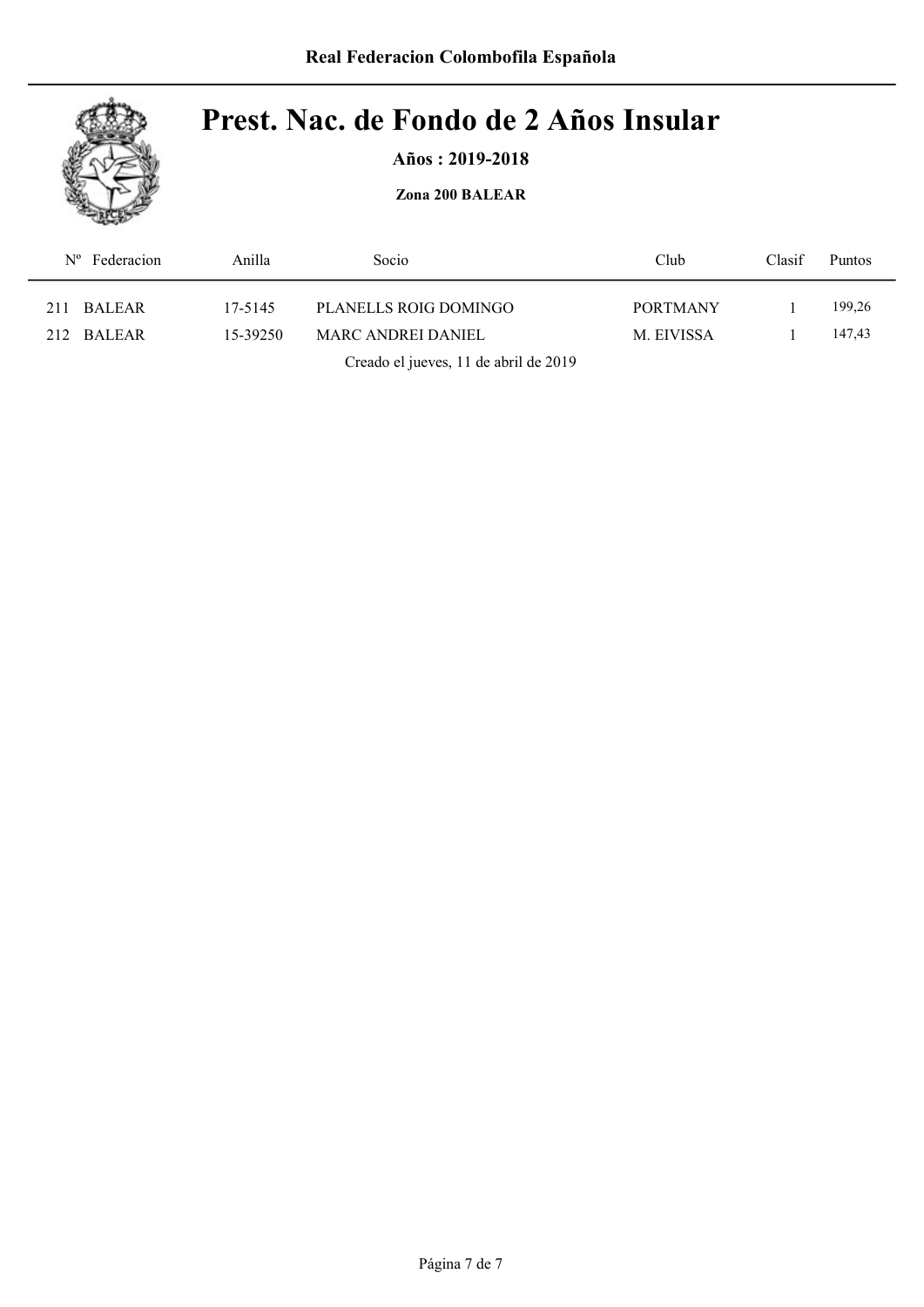# Prest. Nac. de Fondo de 2 Años Insular

**Años : 2019-2018**

**Zona 200 BALEAR**

| Nº | Federacion | Anilla | Socio | Club | Clasif | Puntos |
|---|---|---|---|---|---|---|
| 211 | BALEAR | 17-5145 | PLANELLS ROIG DOMINGO | PORTMANY | 1 | 199,26 |
| 212 | BALEAR | 15-39250 | MARC ANDREI DANIEL | M. EIVISSA | 1 | 147,43 |

Creado el jueves, 11 de abril de 2019